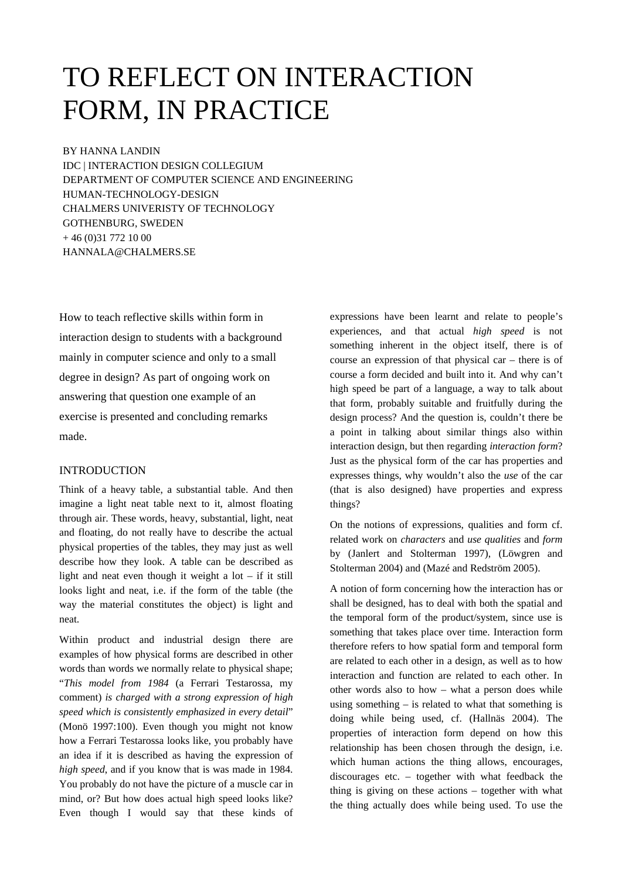# TO REFLECT ON INTERACTION FORM, IN PRACTICE

BY HANNA LANDIN
IDC | INTERACTION DESIGN COLLEGIUM
DEPARTMENT OF COMPUTER SCIENCE AND ENGINEERING
HUMAN-TECHNOLOGY-DESIGN
CHALMERS UNIVERISTY OF TECHNOLOGY
GOTHENBURG, SWEDEN
+ 46 (0)31 772 10 00
HANNALA@CHALMERS.SE

How to teach reflective skills within form in interaction design to students with a background mainly in computer science and only to a small degree in design? As part of ongoing work on answering that question one example of an exercise is presented and concluding remarks made.

## INTRODUCTION

Think of a heavy table, a substantial table. And then imagine a light neat table next to it, almost floating through air. These words, heavy, substantial, light, neat and floating, do not really have to describe the actual physical properties of the tables, they may just as well describe how they look. A table can be described as light and neat even though it weight a lot – if it still looks light and neat, i.e. if the form of the table (the way the material constitutes the object) is light and neat.

Within product and industrial design there are examples of how physical forms are described in other words than words we normally relate to physical shape; "*This model from 1984* (a Ferrari Testarossa, my comment) *is charged with a strong expression of high speed which is consistently emphasized in every detail*" (Monö 1997:100). Even though you might not know how a Ferrari Testarossa looks like, you probably have an idea if it is described as having the expression of *high speed*, and if you know that is was made in 1984. You probably do not have the picture of a muscle car in mind, or? But how does actual high speed looks like? Even though I would say that these kinds of expressions have been learnt and relate to people's experiences, and that actual *high speed* is not something inherent in the object itself, there is of course an expression of that physical car – there is of course a form decided and built into it. And why can't high speed be part of a language, a way to talk about that form, probably suitable and fruitfully during the design process? And the question is, couldn't there be a point in talking about similar things also within interaction design, but then regarding *interaction form*? Just as the physical form of the car has properties and expresses things, why wouldn't also the *use* of the car (that is also designed) have properties and express things?

On the notions of expressions, qualities and form cf. related work on *characters* and *use qualities* and *form* by (Janlert and Stolterman 1997), (Löwgren and Stolterman 2004) and (Mazé and Redström 2005).

A notion of form concerning how the interaction has or shall be designed, has to deal with both the spatial and the temporal form of the product/system, since use is something that takes place over time. Interaction form therefore refers to how spatial form and temporal form are related to each other in a design, as well as to how interaction and function are related to each other. In other words also to how – what a person does while using something – is related to what that something is doing while being used, cf. (Hallnäs 2004). The properties of interaction form depend on how this relationship has been chosen through the design, i.e. which human actions the thing allows, encourages, discourages etc. – together with what feedback the thing is giving on these actions – together with what the thing actually does while being used. To use the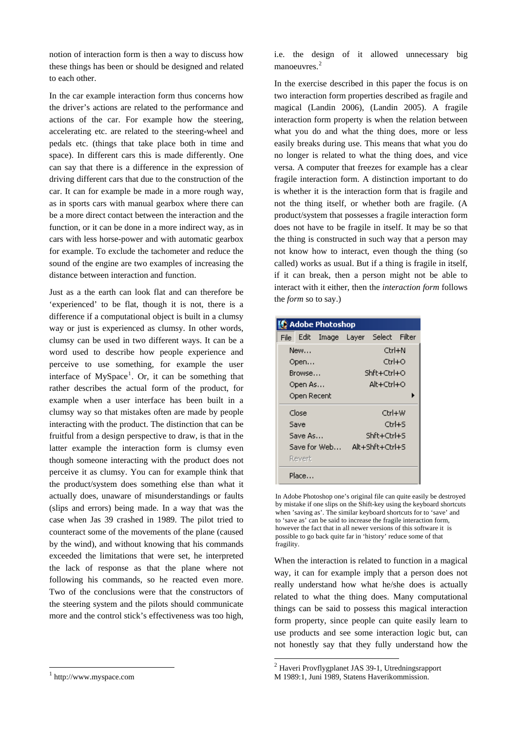notion of interaction form is then a way to discuss how these things has been or should be designed and related to each other.

In the car example interaction form thus concerns how the driver's actions are related to the performance and actions of the car. For example how the steering, accelerating etc. are related to the steering-wheel and pedals etc. (things that take place both in time and space). In different cars this is made differently. One can say that there is a difference in the expression of driving different cars that due to the construction of the car. It can for example be made in a more rough way, as in sports cars with manual gearbox where there can be a more direct contact between the interaction and the function, or it can be done in a more indirect way, as in cars with less horse-power and with automatic gearbox for example. To exclude the tachometer and reduce the sound of the engine are two examples of increasing the distance between interaction and function.

Just as a the earth can look flat and can therefore be 'experienced' to be flat, though it is not, there is a difference if a computational object is built in a clumsy way or just is experienced as clumsy. In other words, clumsy can be used in two different ways. It can be a word used to describe how people experience and perceive to use something, for example the user interface of MySpace[1]. Or, it can be something that rather describes the actual form of the product, for example when a user interface has been built in a clumsy way so that mistakes often are made by people interacting with the product. The distinction that can be fruitful from a design perspective to draw, is that in the latter example the interaction form is clumsy even though someone interacting with the product does not perceive it as clumsy. You can for example think that the product/system does something else than what it actually does, unaware of misunderstandings or faults (slips and errors) being made. In a way that was the case when Jas 39 crashed in 1989. The pilot tried to counteract some of the movements of the plane (caused by the wind), and without knowing that his commands exceeded the limitations that were set, he interpreted the lack of response as that the plane where not following his commands, so he reacted even more. Two of the conclusions were that the constructors of the steering system and the pilots should communicate more and the control stick's effectiveness was too high, i.e. the design of it allowed unnecessary big manoeuvres.[2]

In the exercise described in this paper the focus is on two interaction form properties described as fragile and magical (Landin 2006), (Landin 2005). A fragile interaction form property is when the relation between what you do and what the thing does, more or less easily breaks during use. This means that what you do no longer is related to what the thing does, and vice versa. A computer that freezes for example has a clear fragile interaction form. A distinction important to do is whether it is the interaction form that is fragile and not the thing itself, or whether both are fragile. (A product/system that possesses a fragile interaction form does not have to be fragile in itself. It may be so that the thing is constructed in such way that a person may not know how to interact, even though the thing (so called) works as usual. But if a thing is fragile in itself, if it can break, then a person might not be able to interact with it either, then the *interaction form* follows the *form* so to say.)

| Adobe Photoshop | |
|---|---|
| File Edit Image Layer Select Filter | |
| New... | Ctrl+N |
| Open... | Ctrl+O |
| Browse... | Shft+Ctrl+O |
| Open As... | Alt+Ctrl+O |
| Open Recent | ▸ |
| Close | Ctrl+W |
| Save | Ctrl+S |
| Save As... | Shft+Ctrl+S |
| Save for Web... | Alt+Shft+Ctrl+S |
| Revert | |
| Place... | |

In Adobe Photoshop one's original file can quite easily be destroyed by mistake if one slips on the Shift-key using the keyboard shortcuts when 'saving as'. The similar keyboard shortcuts for to 'save' and to 'save as' can be said to increase the fragile interaction form, however the fact that in all newer versions of this software it is possible to go back quite far in 'history' reduce some of that fragility.

When the interaction is related to function in a magical way, it can for example imply that a person does not really understand how what he/she does is actually related to what the thing does. Many computational things can be said to possess this magical interaction form property, since people can quite easily learn to use products and see some interaction logic but, can not honestly say that they fully understand how the

---

[1] http://www.myspace.com

[2] Haveri Provflygplanet JAS 39-1, Utredningsrapport M 1989:1, Juni 1989, Statens Haverikommission.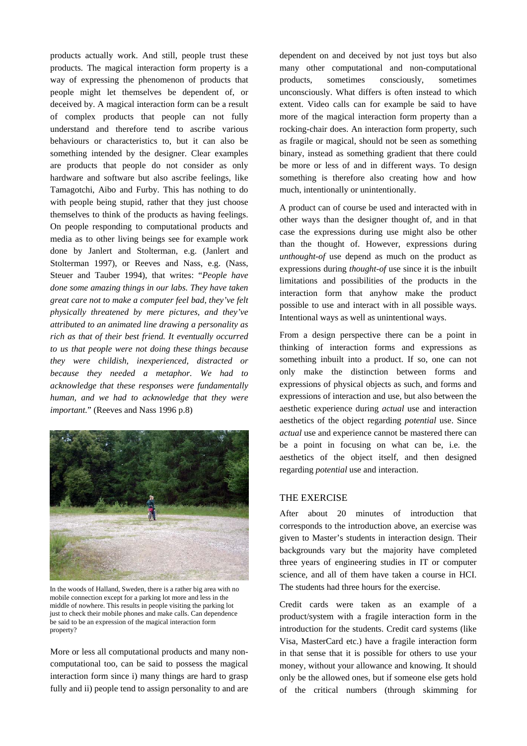products actually work. And still, people trust these products. The magical interaction form property is a way of expressing the phenomenon of products that people might let themselves be dependent of, or deceived by. A magical interaction form can be a result of complex products that people can not fully understand and therefore tend to ascribe various behaviours or characteristics to, but it can also be something intended by the designer. Clear examples are products that people do not consider as only hardware and software but also ascribe feelings, like Tamagotchi, Aibo and Furby. This has nothing to do with people being stupid, rather that they just choose themselves to think of the products as having feelings. On people responding to computational products and media as to other living beings see for example work done by Janlert and Stolterman, e.g. (Janlert and Stolterman 1997), or Reeves and Nass, e.g. (Nass, Steuer and Tauber 1994), that writes: "*People have done some amazing things in our labs. They have taken great care not to make a computer feel bad, they've felt physically threatened by mere pictures, and they've attributed to an animated line drawing a personality as rich as that of their best friend. It eventually occurred to us that people were not doing these things because they were childish, inexperienced, distracted or because they needed a metaphor. We had to acknowledge that these responses were fundamentally human, and we had to acknowledge that they were important.*" (Reeves and Nass 1996 p.8)

In the woods of Halland, Sweden, there is a rather big area with no mobile connection except for a parking lot more and less in the middle of nowhere. This results in people visiting the parking lot just to check their mobile phones and make calls. Can dependence be said to be an expression of the magical interaction form property?

More or less all computational products and many non-computational too, can be said to possess the magical interaction form since i) many things are hard to grasp fully and ii) people tend to assign personality to and are dependent on and deceived by not just toys but also many other computational and non-computational products, sometimes consciously, sometimes unconsciously. What differs is often instead to which extent. Video calls can for example be said to have more of the magical interaction form property than a rocking-chair does. An interaction form property, such as fragile or magical, should not be seen as something binary, instead as something gradient that there could be more or less of and in different ways. To design something is therefore also creating how and how much, intentionally or unintentionally.

A product can of course be used and interacted with in other ways than the designer thought of, and in that case the expressions during use might also be other than the thought of. However, expressions during *unthought-of* use depend as much on the product as expressions during *thought-of* use since it is the inbuilt limitations and possibilities of the products in the interaction form that anyhow make the product possible to use and interact with in all possible ways. Intentional ways as well as unintentional ways.

From a design perspective there can be a point in thinking of interaction forms and expressions as something inbuilt into a product. If so, one can not only make the distinction between forms and expressions of physical objects as such, and forms and expressions of interaction and use, but also between the aesthetic experience during *actual* use and interaction aesthetics of the object regarding *potential* use. Since *actual* use and experience cannot be mastered there can be a point in focusing on what can be, i.e. the aesthetics of the object itself, and then designed regarding *potential* use and interaction.

## THE EXERCISE

After about 20 minutes of introduction that corresponds to the introduction above, an exercise was given to Master's students in interaction design. Their backgrounds vary but the majority have completed three years of engineering studies in IT or computer science, and all of them have taken a course in HCI. The students had three hours for the exercise.

Credit cards were taken as an example of a product/system with a fragile interaction form in the introduction for the students. Credit card systems (like Visa, MasterCard etc.) have a fragile interaction form in that sense that it is possible for others to use your money, without your allowance and knowing. It should only be the allowed ones, but if someone else gets hold of the critical numbers (through skimming for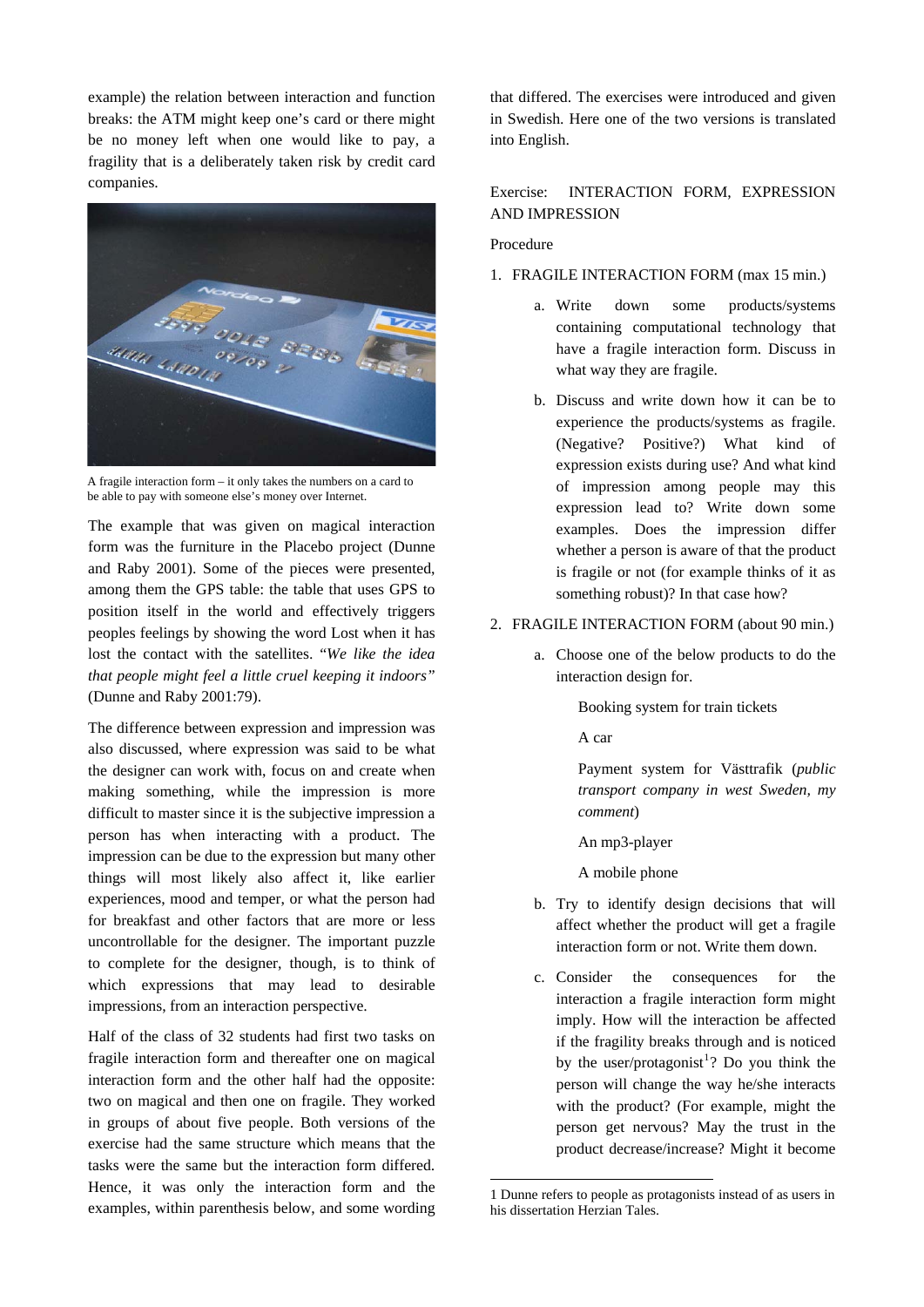example) the relation between interaction and function breaks: the ATM might keep one's card or there might be no money left when one would like to pay, a fragility that is a deliberately taken risk by credit card companies.

A fragile interaction form – it only takes the numbers on a card to be able to pay with someone else's money over Internet.

The example that was given on magical interaction form was the furniture in the Placebo project (Dunne and Raby 2001). Some of the pieces were presented, among them the GPS table: the table that uses GPS to position itself in the world and effectively triggers peoples feelings by showing the word Lost when it has lost the contact with the satellites. *"We like the idea that people might feel a little cruel keeping it indoors"* (Dunne and Raby 2001:79).

The difference between expression and impression was also discussed, where expression was said to be what the designer can work with, focus on and create when making something, while the impression is more difficult to master since it is the subjective impression a person has when interacting with a product. The impression can be due to the expression but many other things will most likely also affect it, like earlier experiences, mood and temper, or what the person had for breakfast and other factors that are more or less uncontrollable for the designer. The important puzzle to complete for the designer, though, is to think of which expressions that may lead to desirable impressions, from an interaction perspective.

Half of the class of 32 students had first two tasks on fragile interaction form and thereafter one on magical interaction form and the other half had the opposite: two on magical and then one on fragile. They worked in groups of about five people. Both versions of the exercise had the same structure which means that the tasks were the same but the interaction form differed. Hence, it was only the interaction form and the examples, within parenthesis below, and some wording that differed. The exercises were introduced and given in Swedish. Here one of the two versions is translated into English.

Exercise: INTERACTION FORM, EXPRESSION AND IMPRESSION

Procedure

1. FRAGILE INTERACTION FORM (max 15 min.)
   a. Write down some products/systems containing computational technology that have a fragile interaction form. Discuss in what way they are fragile.
   b. Discuss and write down how it can be to experience the products/systems as fragile. (Negative? Positive?) What kind of expression exists during use? And what kind of impression among people may this expression lead to? Write down some examples. Does the impression differ whether a person is aware of that the product is fragile or not (for example thinks of it as something robust)? In that case how?
2. FRAGILE INTERACTION FORM (about 90 min.)
   a. Choose one of the below products to do the interaction design for.

      Booking system for train tickets

      A car

      Payment system for Västtrafik (*public transport company in west Sweden, my comment*)

      An mp3-player

      A mobile phone
   b. Try to identify design decisions that will affect whether the product will get a fragile interaction form or not. Write them down.
   c. Consider the consequences for the interaction a fragile interaction form might imply. How will the interaction be affected if the fragility breaks through and is noticed by the user/protagonist[1]? Do you think the person will change the way he/she interacts with the product? (For example, might the person get nervous? May the trust in the product decrease/increase? Might it become

1 Dunne refers to people as protagonists instead of as users in his dissertation Herzian Tales.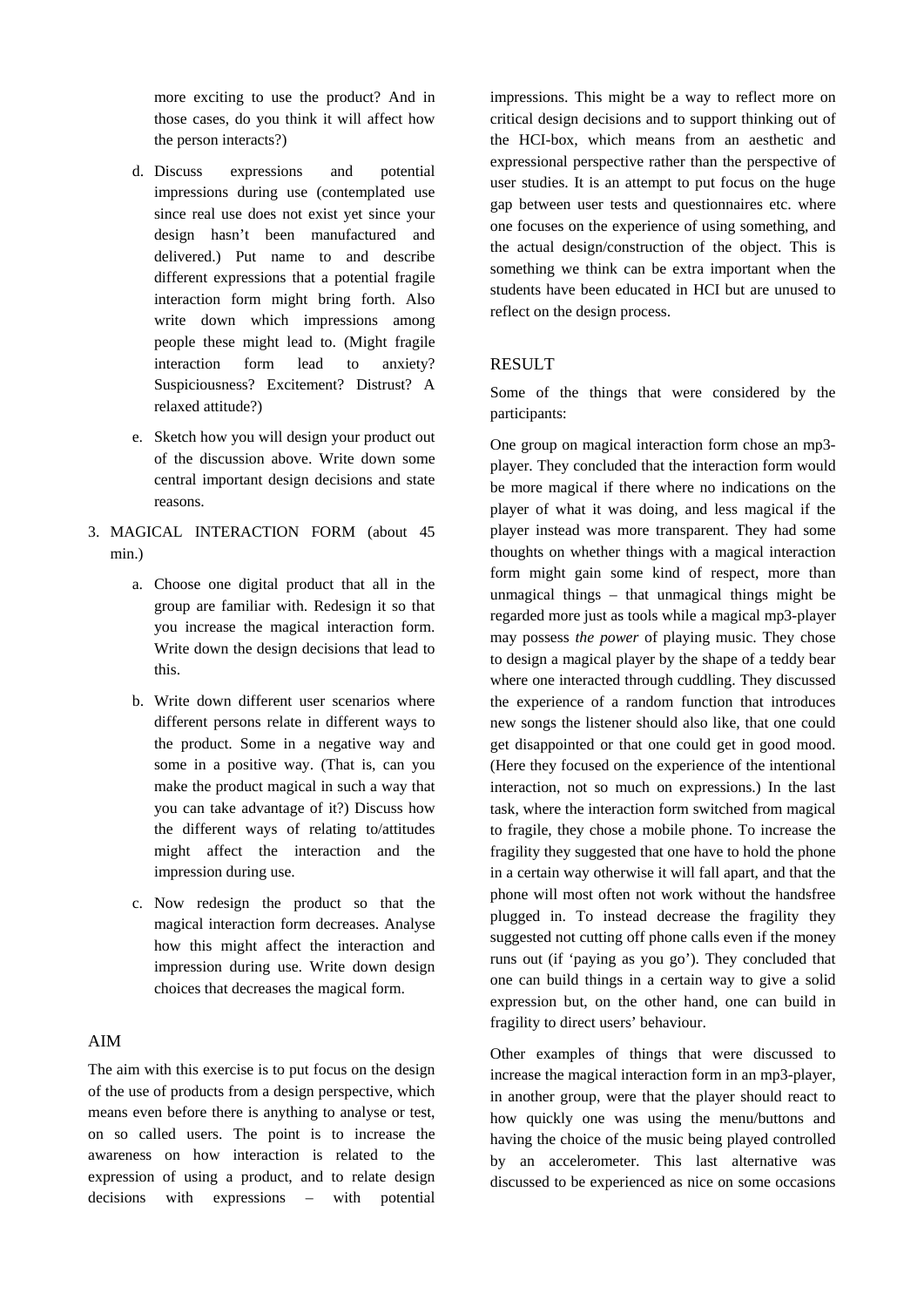more exciting to use the product? And in those cases, do you think it will affect how the person interacts?)

d. Discuss expressions and potential impressions during use (contemplated use since real use does not exist yet since your design hasn't been manufactured and delivered.) Put name to and describe different expressions that a potential fragile interaction form might bring forth. Also write down which impressions among people these might lead to. (Might fragile interaction form lead to anxiety? Suspiciousness? Excitement? Distrust? A relaxed attitude?)

e. Sketch how you will design your product out of the discussion above. Write down some central important design decisions and state reasons.

3. MAGICAL INTERACTION FORM (about 45 min.)

   a. Choose one digital product that all in the group are familiar with. Redesign it so that you increase the magical interaction form. Write down the design decisions that lead to this.

   b. Write down different user scenarios where different persons relate in different ways to the product. Some in a negative way and some in a positive way. (That is, can you make the product magical in such a way that you can take advantage of it?) Discuss how the different ways of relating to/attitudes might affect the interaction and the impression during use.

   c. Now redesign the product so that the magical interaction form decreases. Analyse how this might affect the interaction and impression during use. Write down design choices that decreases the magical form.

## AIM

The aim with this exercise is to put focus on the design of the use of products from a design perspective, which means even before there is anything to analyse or test, on so called users. The point is to increase the awareness on how interaction is related to the expression of using a product, and to relate design decisions with expressions – with potential impressions. This might be a way to reflect more on critical design decisions and to support thinking out of the HCI-box, which means from an aesthetic and expressional perspective rather than the perspective of user studies. It is an attempt to put focus on the huge gap between user tests and questionnaires etc. where one focuses on the experience of using something, and the actual design/construction of the object. This is something we think can be extra important when the students have been educated in HCI but are unused to reflect on the design process.

## RESULT

Some of the things that were considered by the participants:

One group on magical interaction form chose an mp3-player. They concluded that the interaction form would be more magical if there where no indications on the player of what it was doing, and less magical if the player instead was more transparent. They had some thoughts on whether things with a magical interaction form might gain some kind of respect, more than unmagical things – that unmagical things might be regarded more just as tools while a magical mp3-player may possess *the power* of playing music. They chose to design a magical player by the shape of a teddy bear where one interacted through cuddling. They discussed the experience of a random function that introduces new songs the listener should also like, that one could get disappointed or that one could get in good mood. (Here they focused on the experience of the intentional interaction, not so much on expressions.) In the last task, where the interaction form switched from magical to fragile, they chose a mobile phone. To increase the fragility they suggested that one have to hold the phone in a certain way otherwise it will fall apart, and that the phone will most often not work without the handsfree plugged in. To instead decrease the fragility they suggested not cutting off phone calls even if the money runs out (if 'paying as you go'). They concluded that one can build things in a certain way to give a solid expression but, on the other hand, one can build in fragility to direct users' behaviour.

Other examples of things that were discussed to increase the magical interaction form in an mp3-player, in another group, were that the player should react to how quickly one was using the menu/buttons and having the choice of the music being played controlled by an accelerometer. This last alternative was discussed to be experienced as nice on some occasions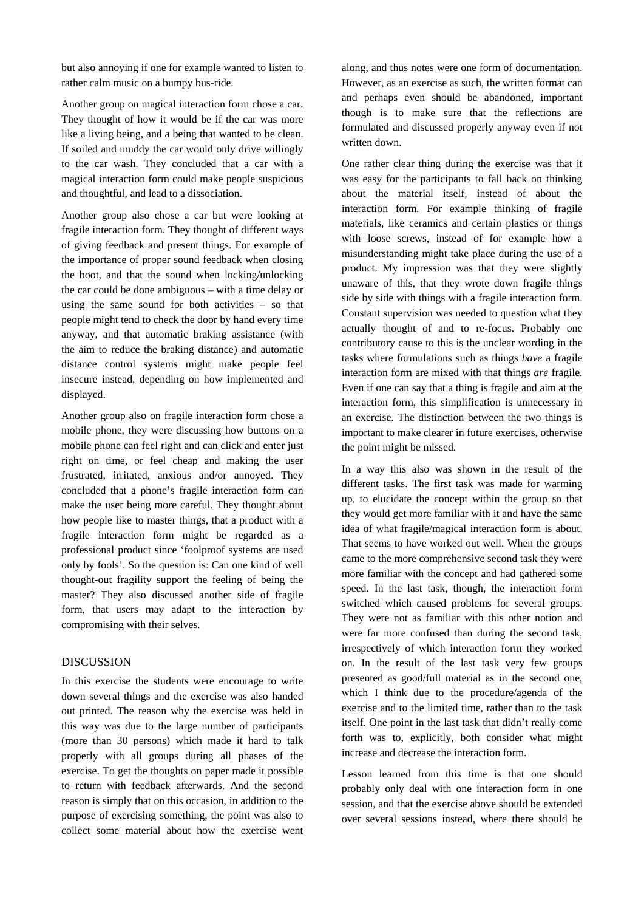but also annoying if one for example wanted to listen to rather calm music on a bumpy bus-ride.

Another group on magical interaction form chose a car. They thought of how it would be if the car was more like a living being, and a being that wanted to be clean. If soiled and muddy the car would only drive willingly to the car wash. They concluded that a car with a magical interaction form could make people suspicious and thoughtful, and lead to a dissociation.

Another group also chose a car but were looking at fragile interaction form. They thought of different ways of giving feedback and present things. For example of the importance of proper sound feedback when closing the boot, and that the sound when locking/unlocking the car could be done ambiguous – with a time delay or using the same sound for both activities – so that people might tend to check the door by hand every time anyway, and that automatic braking assistance (with the aim to reduce the braking distance) and automatic distance control systems might make people feel insecure instead, depending on how implemented and displayed.

Another group also on fragile interaction form chose a mobile phone, they were discussing how buttons on a mobile phone can feel right and can click and enter just right on time, or feel cheap and making the user frustrated, irritated, anxious and/or annoyed. They concluded that a phone's fragile interaction form can make the user being more careful. They thought about how people like to master things, that a product with a fragile interaction form might be regarded as a professional product since 'foolproof systems are used only by fools'. So the question is: Can one kind of well thought-out fragility support the feeling of being the master? They also discussed another side of fragile form, that users may adapt to the interaction by compromising with their selves.

## DISCUSSION

In this exercise the students were encourage to write down several things and the exercise was also handed out printed. The reason why the exercise was held in this way was due to the large number of participants (more than 30 persons) which made it hard to talk properly with all groups during all phases of the exercise. To get the thoughts on paper made it possible to return with feedback afterwards. And the second reason is simply that on this occasion, in addition to the purpose of exercising something, the point was also to collect some material about how the exercise went along, and thus notes were one form of documentation. However, as an exercise as such, the written format can and perhaps even should be abandoned, important though is to make sure that the reflections are formulated and discussed properly anyway even if not written down.

One rather clear thing during the exercise was that it was easy for the participants to fall back on thinking about the material itself, instead of about the interaction form. For example thinking of fragile materials, like ceramics and certain plastics or things with loose screws, instead of for example how a misunderstanding might take place during the use of a product. My impression was that they were slightly unaware of this, that they wrote down fragile things side by side with things with a fragile interaction form. Constant supervision was needed to question what they actually thought of and to re-focus. Probably one contributory cause to this is the unclear wording in the tasks where formulations such as things *have* a fragile interaction form are mixed with that things *are* fragile. Even if one can say that a thing is fragile and aim at the interaction form, this simplification is unnecessary in an exercise. The distinction between the two things is important to make clearer in future exercises, otherwise the point might be missed.

In a way this also was shown in the result of the different tasks. The first task was made for warming up, to elucidate the concept within the group so that they would get more familiar with it and have the same idea of what fragile/magical interaction form is about. That seems to have worked out well. When the groups came to the more comprehensive second task they were more familiar with the concept and had gathered some speed. In the last task, though, the interaction form switched which caused problems for several groups. They were not as familiar with this other notion and were far more confused than during the second task, irrespectively of which interaction form they worked on. In the result of the last task very few groups presented as good/full material as in the second one, which I think due to the procedure/agenda of the exercise and to the limited time, rather than to the task itself. One point in the last task that didn't really come forth was to, explicitly, both consider what might increase and decrease the interaction form.

Lesson learned from this time is that one should probably only deal with one interaction form in one session, and that the exercise above should be extended over several sessions instead, where there should be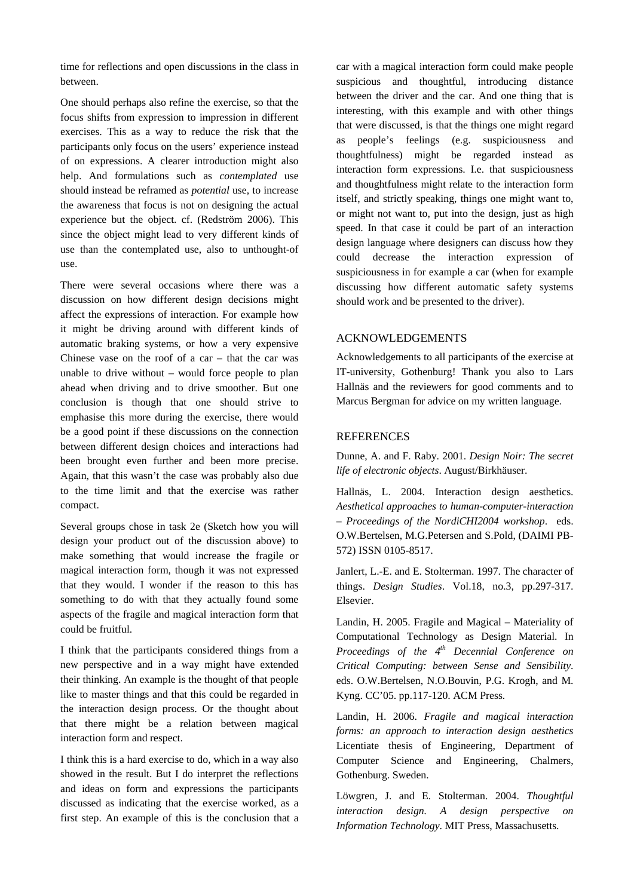time for reflections and open discussions in the class in between.

One should perhaps also refine the exercise, so that the focus shifts from expression to impression in different exercises. This as a way to reduce the risk that the participants only focus on the users' experience instead of on expressions. A clearer introduction might also help. And formulations such as *contemplated* use should instead be reframed as *potential* use, to increase the awareness that focus is not on designing the actual experience but the object. cf. (Redström 2006). This since the object might lead to very different kinds of use than the contemplated use, also to unthought-of use.

There were several occasions where there was a discussion on how different design decisions might affect the expressions of interaction. For example how it might be driving around with different kinds of automatic braking systems, or how a very expensive Chinese vase on the roof of a car – that the car was unable to drive without – would force people to plan ahead when driving and to drive smoother. But one conclusion is though that one should strive to emphasise this more during the exercise, there would be a good point if these discussions on the connection between different design choices and interactions had been brought even further and been more precise. Again, that this wasn't the case was probably also due to the time limit and that the exercise was rather compact.

Several groups chose in task 2e (Sketch how you will design your product out of the discussion above) to make something that would increase the fragile or magical interaction form, though it was not expressed that they would. I wonder if the reason to this has something to do with that they actually found some aspects of the fragile and magical interaction form that could be fruitful.

I think that the participants considered things from a new perspective and in a way might have extended their thinking. An example is the thought of that people like to master things and that this could be regarded in the interaction design process. Or the thought about that there might be a relation between magical interaction form and respect.

I think this is a hard exercise to do, which in a way also showed in the result. But I do interpret the reflections and ideas on form and expressions the participants discussed as indicating that the exercise worked, as a first step. An example of this is the conclusion that a car with a magical interaction form could make people suspicious and thoughtful, introducing distance between the driver and the car. And one thing that is interesting, with this example and with other things that were discussed, is that the things one might regard as people's feelings (e.g. suspiciousness and thoughtfulness) might be regarded instead as interaction form expressions. I.e. that suspiciousness and thoughtfulness might relate to the interaction form itself, and strictly speaking, things one might want to, or might not want to, put into the design, just as high speed. In that case it could be part of an interaction design language where designers can discuss how they could decrease the interaction expression of suspiciousness in for example a car (when for example discussing how different automatic safety systems should work and be presented to the driver).

## ACKNOWLEDGEMENTS

Acknowledgements to all participants of the exercise at IT-university, Gothenburg! Thank you also to Lars Hallnäs and the reviewers for good comments and to Marcus Bergman for advice on my written language.

## REFERENCES

Dunne, A. and F. Raby. 2001. *Design Noir: The secret life of electronic objects*. August/Birkhäuser.

Hallnäs, L. 2004. Interaction design aesthetics. *Aesthetical approaches to human-computer-interaction – Proceedings of the NordiCHI2004 workshop*. eds. O.W.Bertelsen, M.G.Petersen and S.Pold, (DAIMI PB-572) ISSN 0105-8517.

Janlert, L.-E. and E. Stolterman. 1997. The character of things. *Design Studies*. Vol.18, no.3, pp.297-317. Elsevier.

Landin, H. 2005. Fragile and Magical – Materiality of Computational Technology as Design Material. In *Proceedings of the 4th Decennial Conference on Critical Computing: between Sense and Sensibility*. eds. O.W.Bertelsen, N.O.Bouvin, P.G. Krogh, and M. Kyng. CC'05. pp.117-120. ACM Press.

Landin, H. 2006. *Fragile and magical interaction forms: an approach to interaction design aesthetics* Licentiate thesis of Engineering, Department of Computer Science and Engineering, Chalmers, Gothenburg. Sweden.

Löwgren, J. and E. Stolterman. 2004. *Thoughtful interaction design. A design perspective on Information Technology*. MIT Press, Massachusetts.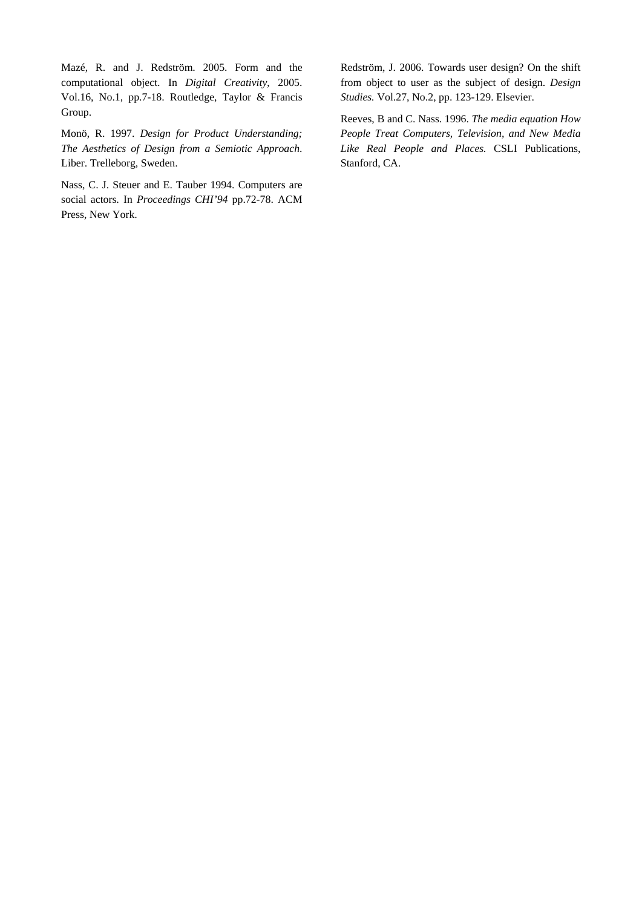Mazé, R. and J. Redström. 2005. Form and the computational object. In *Digital Creativity*, 2005. Vol.16, No.1, pp.7-18. Routledge, Taylor & Francis Group.

Monö, R. 1997. *Design for Product Understanding; The Aesthetics of Design from a Semiotic Approach*. Liber. Trelleborg, Sweden.

Nass, C. J. Steuer and E. Tauber 1994. Computers are social actors. In *Proceedings CHI'94* pp.72-78. ACM Press, New York.

Redström, J. 2006. Towards user design? On the shift from object to user as the subject of design. *Design Studies.* Vol.27, No.2, pp. 123-129. Elsevier.

Reeves, B and C. Nass. 1996. *The media equation How People Treat Computers, Television, and New Media Like Real People and Places.* CSLI Publications, Stanford, CA.